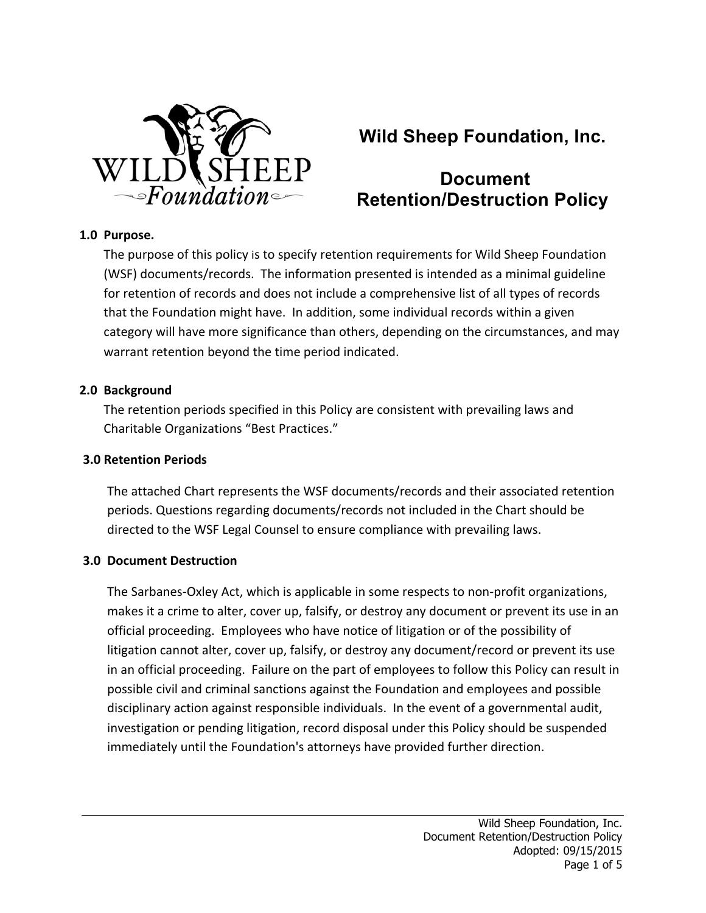# Wild Sheep Foundation, Inc.

## Document Retention/Destruction Policy

### 1.0 Purpose.

The purpose of this policy is to specify retention requirements for Wild Sheep Foundation (WSF) documents/records. The information presented is intended as a minimal guideline for retention of records and does not include a comprehensive list of all types of records that the Foundation might have. In addition, some individual records within a given category will have more significance than others, depending on the circumstances, and may warrant retention beyond the time period indicated.

### 2.0 Background

The retention periods specified in this Policy are consistent with prevailing laws and Charitable Organizations "Best Practices."

### 3.0 Retention Periods

The attached Chart represents the WSF documents/records and their associated retention periods. Questions regarding documents/records not included in the Chart should be directed to the WSF Legal Counsel to ensure compliance with prevailing laws.

### 3.0 Document Destruction

The Sarbanes-Oxley Act, which is applicable in some respects to non-profit organizations, makes it a crime to alter, cover up, falsify, or destroy any document or prevent its use in an official proceeding. Employees who have notice of litigation or of the possibility of litigation cannot alter, cover up, falsify, or destroy any document/record or prevent its use in an official proceeding. Failure on the part of employees to follow this Policy can result in possible civil and criminal sanctions against the Foundation and employees and possible disciplinary action against responsible individuals. In the event of a governmental audit, investigation or pending litigation, record disposal under this Policy should be suspended immediately until the Foundation's attorneys have provided further direction.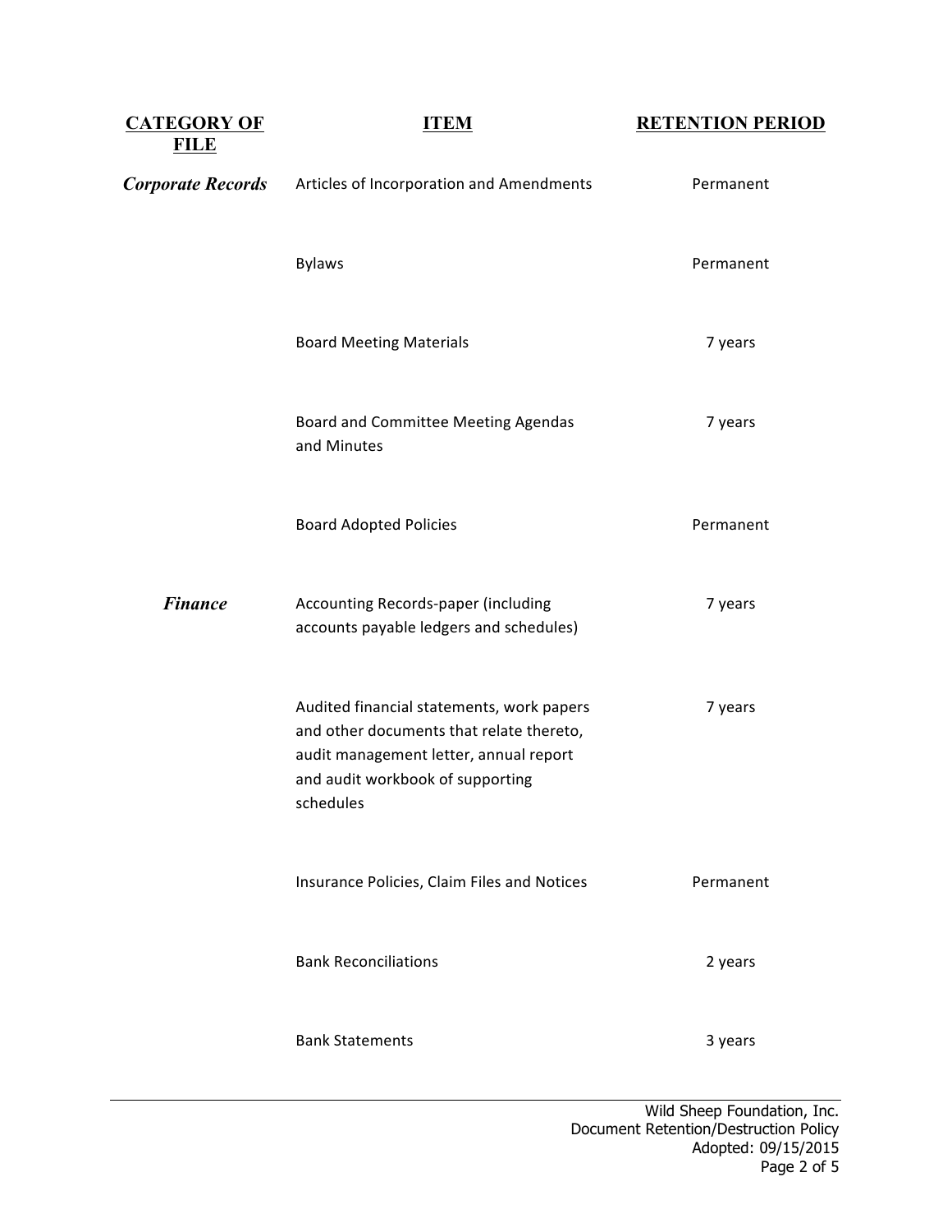| CATEGORY OF FILE | ITEM | RETENTION PERIOD |
|---|---|---|
| ***Corporate Records*** | Articles of Incorporation and Amendments | Permanent |
| | Bylaws | Permanent |
| | Board Meeting Materials | 7 years |
| | Board and Committee Meeting Agendas and Minutes | 7 years |
| | Board Adopted Policies | Permanent |
| ***Finance*** | Accounting Records-paper (including accounts payable ledgers and schedules) | 7 years |
| | Audited financial statements, work papers and other documents that relate thereto, audit management letter, annual report and audit workbook of supporting schedules | 7 years |
| | Insurance Policies, Claim Files and Notices | Permanent |
| | Bank Reconciliations | 2 years |
| | Bank Statements | 3 years |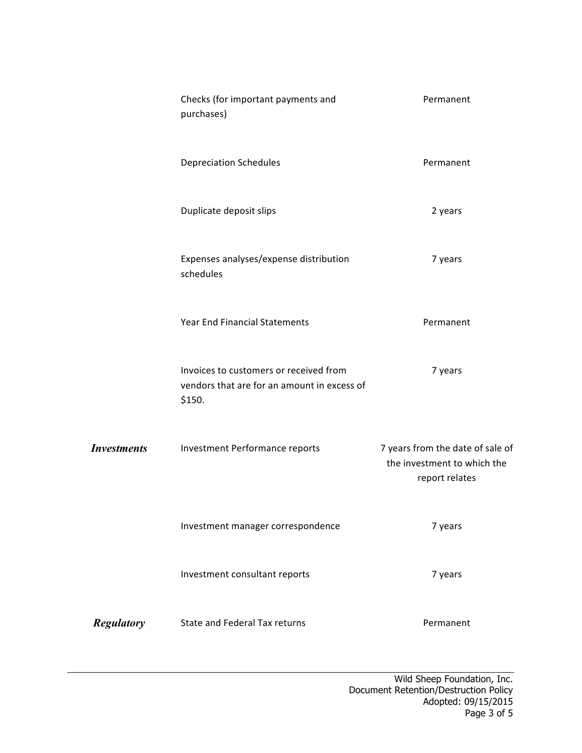| | | |
|---|---|---|
| | Checks (for important payments and purchases) | Permanent |
| | Depreciation Schedules | Permanent |
| | Duplicate deposit slips | 2 years |
| | Expenses analyses/expense distribution schedules | 7 years |
| | Year End Financial Statements | Permanent |
| | Invoices to customers or received from vendors that are for an amount in excess of $150. | 7 years |
| ***Investments*** | Investment Performance reports | 7 years from the date of sale of the investment to which the report relates |
| | Investment manager correspondence | 7 years |
| | Investment consultant reports | 7 years |
| ***Regulatory*** | State and Federal Tax returns | Permanent |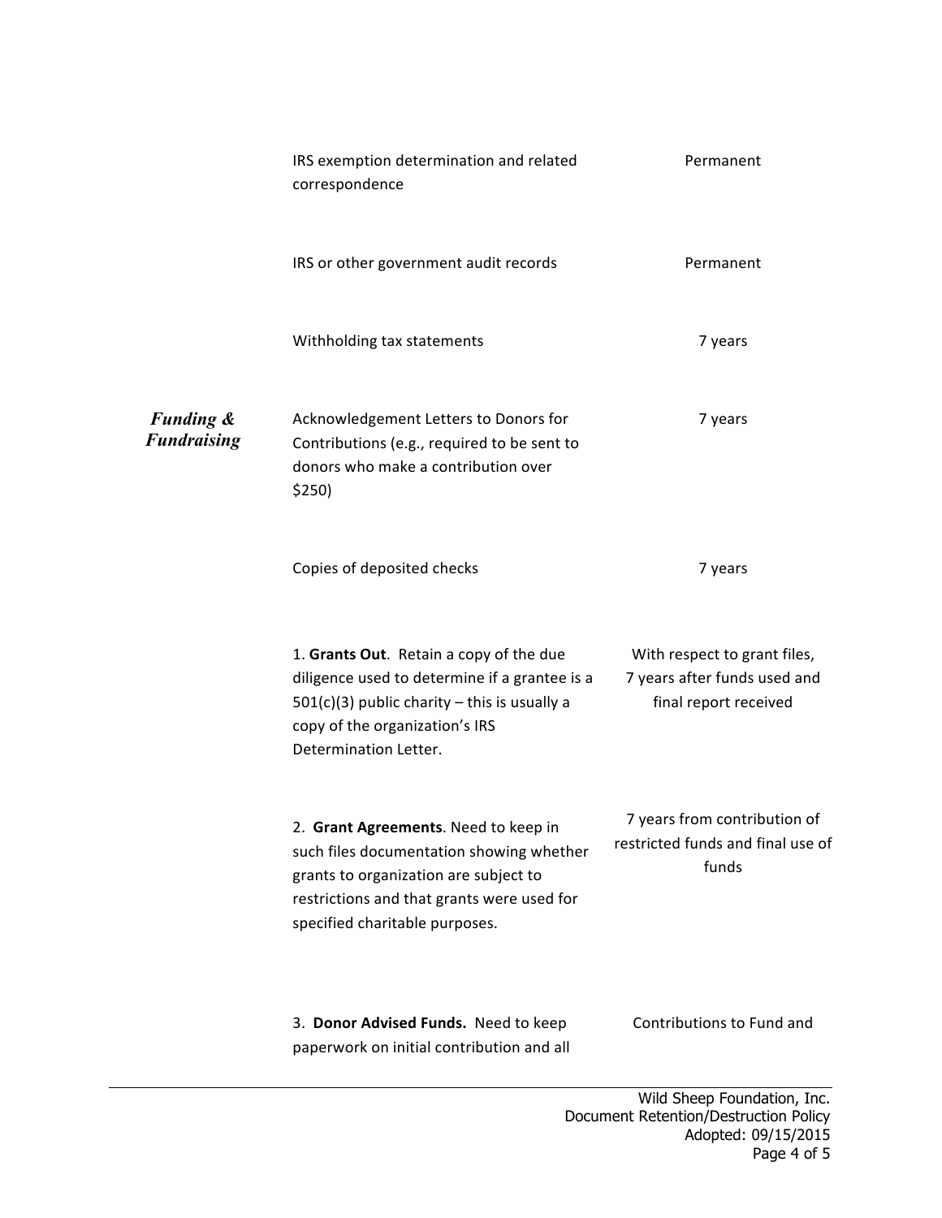| | | |
|---|---|---|
| | IRS exemption determination and related correspondence | Permanent |
| | IRS or other government audit records | Permanent |
| | Withholding tax statements | 7 years |
| ***Funding & Fundraising*** | Acknowledgement Letters to Donors for Contributions (e.g., required to be sent to donors who make a contribution over $250) | 7 years |
| | Copies of deposited checks | 7 years |
| | 1. **Grants Out**. Retain a copy of the due diligence used to determine if a grantee is a 501(c)(3) public charity – this is usually a copy of the organization's IRS Determination Letter. | With respect to grant files, 7 years after funds used and final report received |
| | 2. **Grant Agreements**. Need to keep in such files documentation showing whether grants to organization are subject to restrictions and that grants were used for specified charitable purposes. | 7 years from contribution of restricted funds and final use of funds |
| | 3. **Donor Advised Funds.** Need to keep paperwork on initial contribution and all | Contributions to Fund and |

Wild Sheep Foundation, Inc.
Document Retention/Destruction Policy
Adopted: 09/15/2015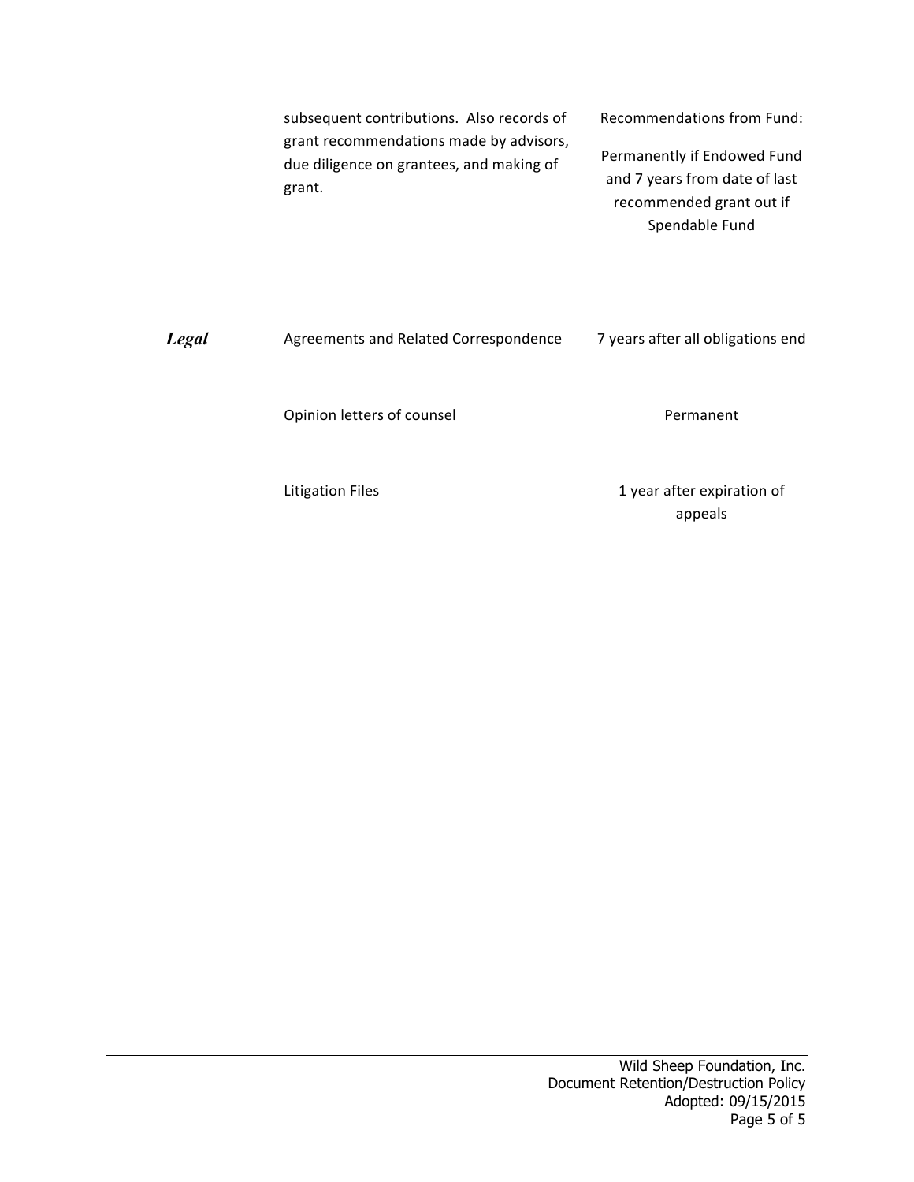| | | |
|---|---|---|
| | subsequent contributions. Also records of grant recommendations made by advisors, due diligence on grantees, and making of grant. | Recommendations from Fund: Permanently if Endowed Fund and 7 years from date of last recommended grant out if Spendable Fund |
| ***Legal*** | Agreements and Related Correspondence | 7 years after all obligations end |
| | Opinion letters of counsel | Permanent |
| | Litigation Files | 1 year after expiration of appeals |

Wild Sheep Foundation, Inc.
Document Retention/Destruction Policy
Adopted: 09/15/2015